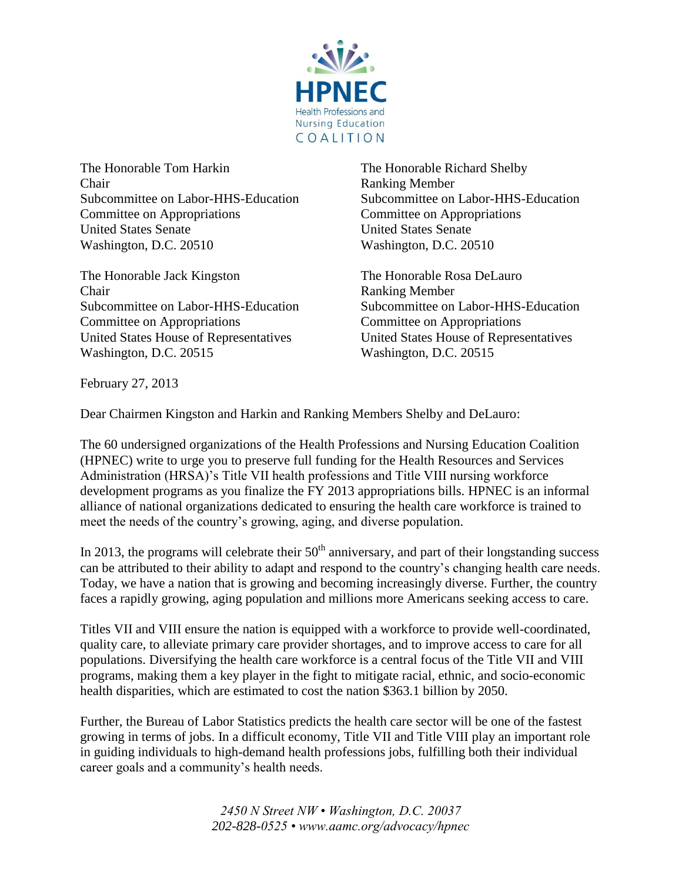**HPNEC**
Health Professions and Nursing Education
COALITION

The Honorable Tom Harkin
Chair
Subcommittee on Labor-HHS-Education
Committee on Appropriations
United States Senate
Washington, D.C. 20510

The Honorable Richard Shelby
Ranking Member
Subcommittee on Labor-HHS-Education
Committee on Appropriations
United States Senate
Washington, D.C. 20510

The Honorable Jack Kingston
Chair
Subcommittee on Labor-HHS-Education
Committee on Appropriations
United States House of Representatives
Washington, D.C. 20515

The Honorable Rosa DeLauro
Ranking Member
Subcommittee on Labor-HHS-Education
Committee on Appropriations
United States House of Representatives
Washington, D.C. 20515

February 27, 2013

Dear Chairmen Kingston and Harkin and Ranking Members Shelby and DeLauro:

The 60 undersigned organizations of the Health Professions and Nursing Education Coalition (HPNEC) write to urge you to preserve full funding for the Health Resources and Services Administration (HRSA)'s Title VII health professions and Title VIII nursing workforce development programs as you finalize the FY 2013 appropriations bills. HPNEC is an informal alliance of national organizations dedicated to ensuring the health care workforce is trained to meet the needs of the country's growing, aging, and diverse population.

In 2013, the programs will celebrate their 50th anniversary, and part of their longstanding success can be attributed to their ability to adapt and respond to the country's changing health care needs. Today, we have a nation that is growing and becoming increasingly diverse. Further, the country faces a rapidly growing, aging population and millions more Americans seeking access to care.

Titles VII and VIII ensure the nation is equipped with a workforce to provide well-coordinated, quality care, to alleviate primary care provider shortages, and to improve access to care for all populations. Diversifying the health care workforce is a central focus of the Title VII and VIII programs, making them a key player in the fight to mitigate racial, ethnic, and socio-economic health disparities, which are estimated to cost the nation $363.1 billion by 2050.

Further, the Bureau of Labor Statistics predicts the health care sector will be one of the fastest growing in terms of jobs. In a difficult economy, Title VII and Title VIII play an important role in guiding individuals to high-demand health professions jobs, fulfilling both their individual career goals and a community's health needs.

*2450 N Street NW • Washington, D.C. 20037*
*202-828-0525 • www.aamc.org/advocacy/hpnec*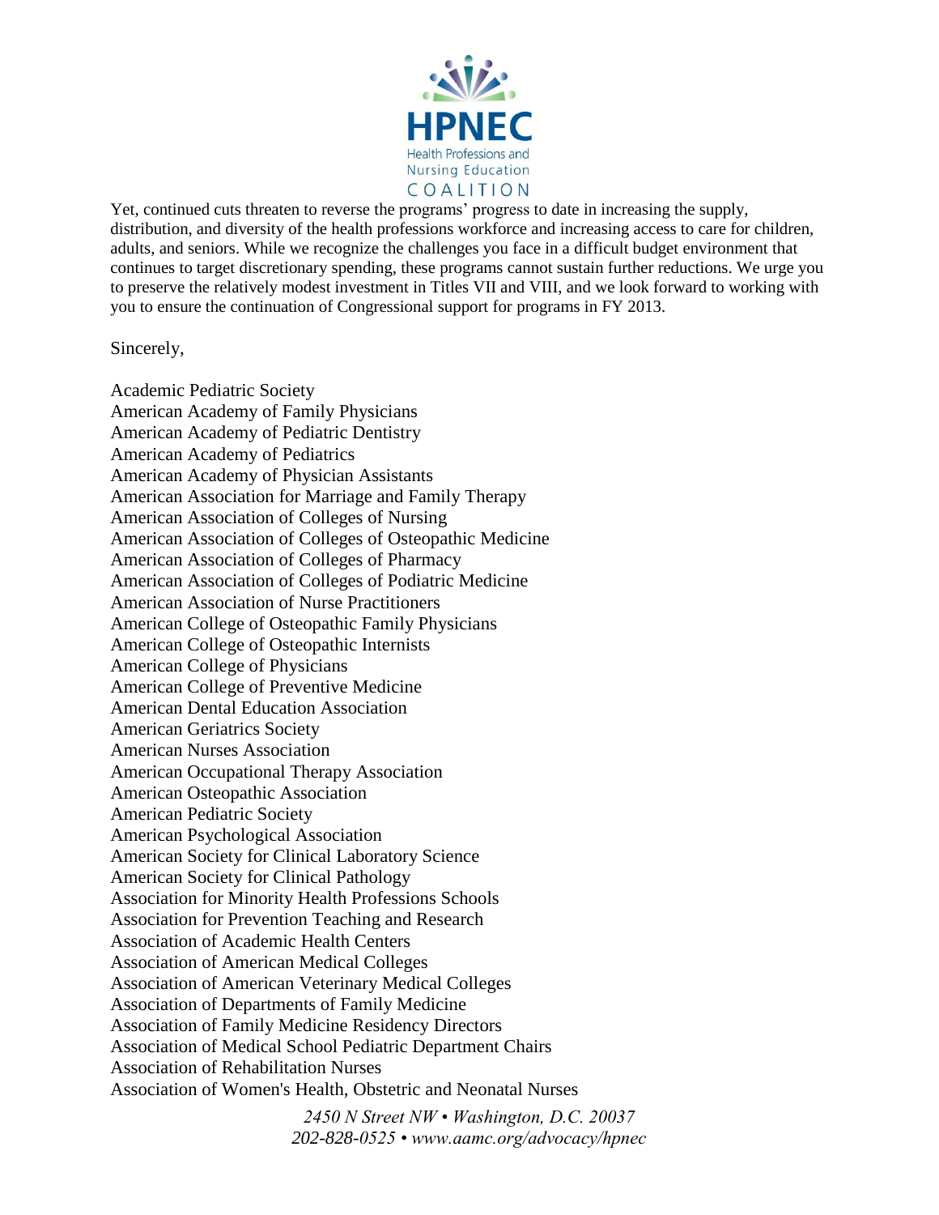Yet, continued cuts threaten to reverse the programs' progress to date in increasing the supply, distribution, and diversity of the health professions workforce and increasing access to care for children, adults, and seniors. While we recognize the challenges you face in a difficult budget environment that continues to target discretionary spending, these programs cannot sustain further reductions. We urge you to preserve the relatively modest investment in Titles VII and VIII, and we look forward to working with you to ensure the continuation of Congressional support for programs in FY 2013.

Sincerely,

Academic Pediatric Society
American Academy of Family Physicians
American Academy of Pediatric Dentistry
American Academy of Pediatrics
American Academy of Physician Assistants
American Association for Marriage and Family Therapy
American Association of Colleges of Nursing
American Association of Colleges of Osteopathic Medicine
American Association of Colleges of Pharmacy
American Association of Colleges of Podiatric Medicine
American Association of Nurse Practitioners
American College of Osteopathic Family Physicians
American College of Osteopathic Internists
American College of Physicians
American College of Preventive Medicine
American Dental Education Association
American Geriatrics Society
American Nurses Association
American Occupational Therapy Association
American Osteopathic Association
American Pediatric Society
American Psychological Association
American Society for Clinical Laboratory Science
American Society for Clinical Pathology
Association for Minority Health Professions Schools
Association for Prevention Teaching and Research
Association of Academic Health Centers
Association of American Medical Colleges
Association of American Veterinary Medical Colleges
Association of Departments of Family Medicine
Association of Family Medicine Residency Directors
Association of Medical School Pediatric Department Chairs
Association of Rehabilitation Nurses
Association of Women's Health, Obstetric and Neonatal Nurses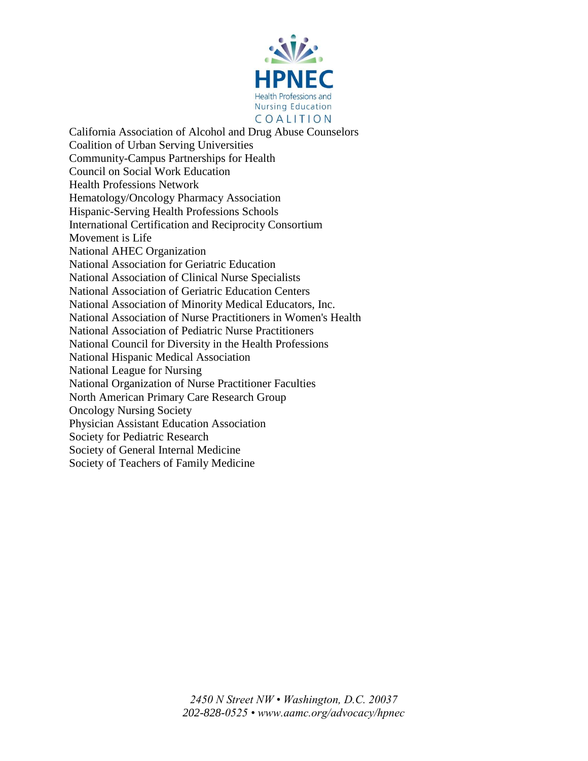HPNEC

Health Professions and Nursing Education COALITION

California Association of Alcohol and Drug Abuse Counselors
Coalition of Urban Serving Universities
Community-Campus Partnerships for Health
Council on Social Work Education
Health Professions Network
Hematology/Oncology Pharmacy Association
Hispanic-Serving Health Professions Schools
International Certification and Reciprocity Consortium
Movement is Life
National AHEC Organization
National Association for Geriatric Education
National Association of Clinical Nurse Specialists
National Association of Geriatric Education Centers
National Association of Minority Medical Educators, Inc.
National Association of Nurse Practitioners in Women's Health
National Association of Pediatric Nurse Practitioners
National Council for Diversity in the Health Professions
National Hispanic Medical Association
National League for Nursing
National Organization of Nurse Practitioner Faculties
North American Primary Care Research Group
Oncology Nursing Society
Physician Assistant Education Association
Society for Pediatric Research
Society of General Internal Medicine
Society of Teachers of Family Medicine

*2450 N Street NW • Washington, D.C. 20037*
*202-828-0525 • www.aamc.org/advocacy/hpnec*